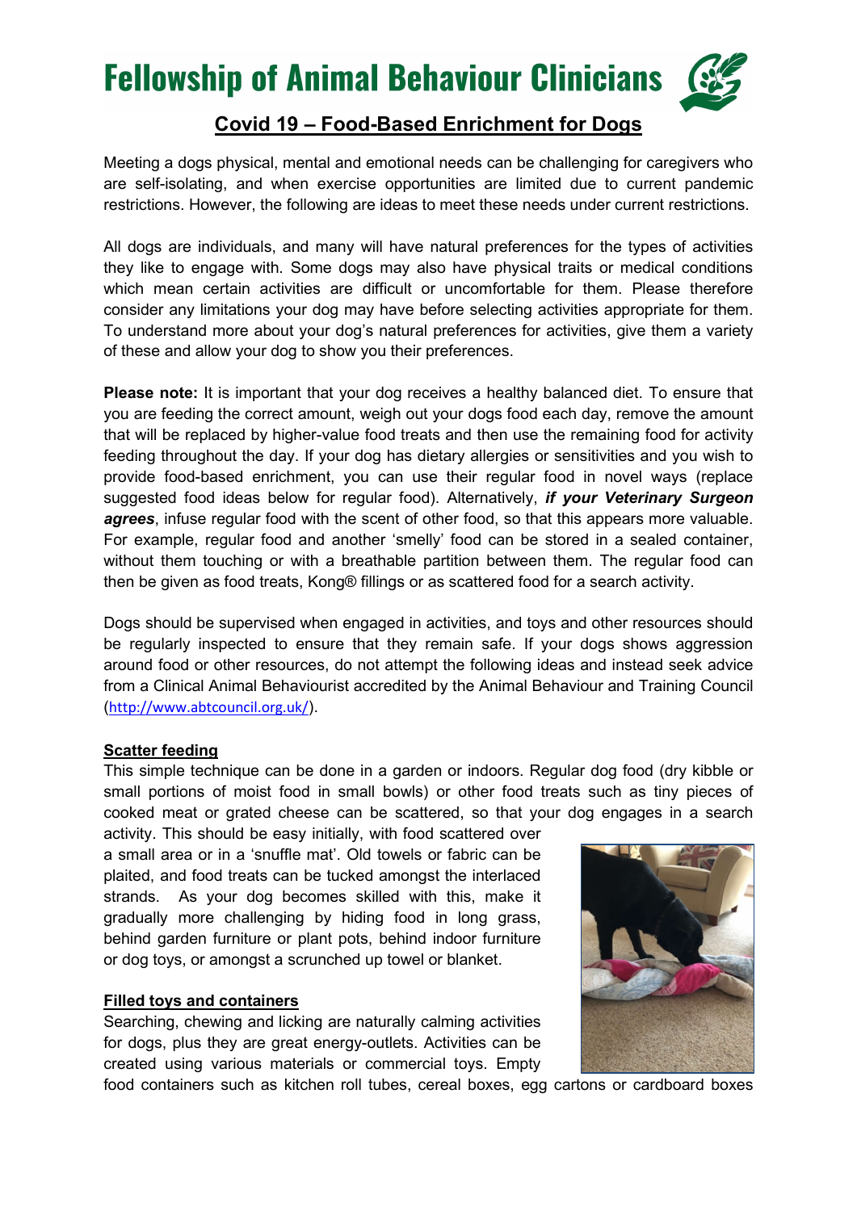# Fellowship of Animal Behaviour Clinicians

## Covid 19 – Food-Based Enrichment for Dogs

Meeting a dogs physical, mental and emotional needs can be challenging for caregivers who are self-isolating, and when exercise opportunities are limited due to current pandemic restrictions. However, the following are ideas to meet these needs under current restrictions.

All dogs are individuals, and many will have natural preferences for the types of activities they like to engage with. Some dogs may also have physical traits or medical conditions which mean certain activities are difficult or uncomfortable for them. Please therefore consider any limitations your dog may have before selecting activities appropriate for them. To understand more about your dog's natural preferences for activities, give them a variety of these and allow your dog to show you their preferences.

**Please note:** It is important that your dog receives a healthy balanced diet. To ensure that you are feeding the correct amount, weigh out your dogs food each day, remove the amount that will be replaced by higher-value food treats and then use the remaining food for activity feeding throughout the day. If your dog has dietary allergies or sensitivities and you wish to provide food-based enrichment, you can use their regular food in novel ways (replace suggested food ideas below for regular food). Alternatively, ***if your Veterinary Surgeon agrees***, infuse regular food with the scent of other food, so that this appears more valuable. For example, regular food and another 'smelly' food can be stored in a sealed container, without them touching or with a breathable partition between them. The regular food can then be given as food treats, Kong® fillings or as scattered food for a search activity.

Dogs should be supervised when engaged in activities, and toys and other resources should be regularly inspected to ensure that they remain safe. If your dogs shows aggression around food or other resources, do not attempt the following ideas and instead seek advice from a Clinical Animal Behaviourist accredited by the Animal Behaviour and Training Council (http://www.abtcouncil.org.uk/).

### Scatter feeding

This simple technique can be done in a garden or indoors. Regular dog food (dry kibble or small portions of moist food in small bowls) or other food treats such as tiny pieces of cooked meat or grated cheese can be scattered, so that your dog engages in a search activity. This should be easy initially, with food scattered over a small area or in a 'snuffle mat'. Old towels or fabric can be plaited, and food treats can be tucked amongst the interlaced strands. As your dog becomes skilled with this, make it gradually more challenging by hiding food in long grass, behind garden furniture or plant pots, behind indoor furniture or dog toys, or amongst a scrunched up towel or blanket.

### Filled toys and containers

Searching, chewing and licking are naturally calming activities for dogs, plus they are great energy-outlets. Activities can be created using various materials or commercial toys. Empty food containers such as kitchen roll tubes, cereal boxes, egg cartons or cardboard boxes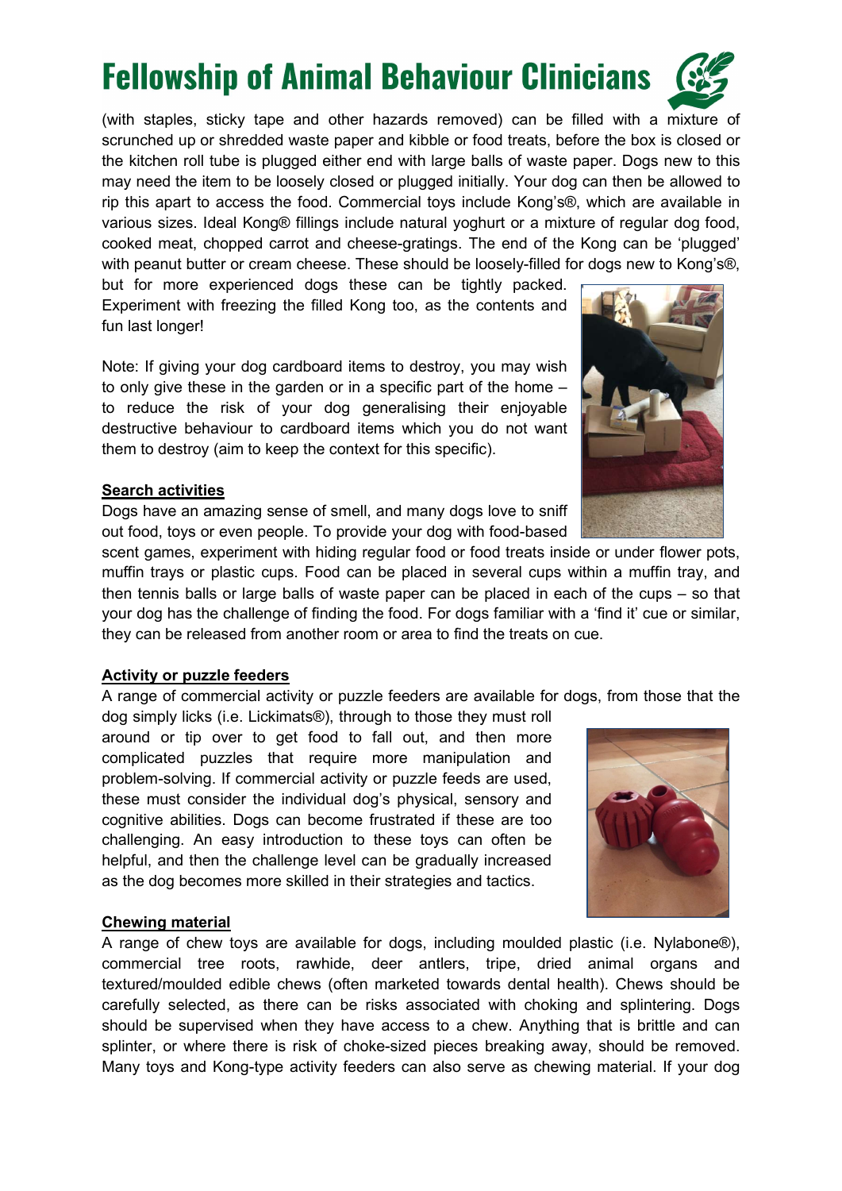(with staples, sticky tape and other hazards removed) can be filled with a mixture of scrunched up or shredded waste paper and kibble or food treats, before the box is closed or the kitchen roll tube is plugged either end with large balls of waste paper. Dogs new to this may need the item to be loosely closed or plugged initially. Your dog can then be allowed to rip this apart to access the food. Commercial toys include Kong's®, which are available in various sizes. Ideal Kong® fillings include natural yoghurt or a mixture of regular dog food, cooked meat, chopped carrot and cheese-gratings. The end of the Kong can be 'plugged' with peanut butter or cream cheese. These should be loosely-filled for dogs new to Kong's®, but for more experienced dogs these can be tightly packed. Experiment with freezing the filled Kong too, as the contents and fun last longer!

Note: If giving your dog cardboard items to destroy, you may wish to only give these in the garden or in a specific part of the home – to reduce the risk of your dog generalising their enjoyable destructive behaviour to cardboard items which you do not want them to destroy (aim to keep the context for this specific).

**Search activities**

Dogs have an amazing sense of smell, and many dogs love to sniff out food, toys or even people. To provide your dog with food-based scent games, experiment with hiding regular food or food treats inside or under flower pots, muffin trays or plastic cups. Food can be placed in several cups within a muffin tray, and then tennis balls or large balls of waste paper can be placed in each of the cups – so that your dog has the challenge of finding the food. For dogs familiar with a 'find it' cue or similar, they can be released from another room or area to find the treats on cue.

**Activity or puzzle feeders**

A range of commercial activity or puzzle feeders are available for dogs, from those that the dog simply licks (i.e. Lickimats®), through to those they must roll around or tip over to get food to fall out, and then more complicated puzzles that require more manipulation and problem-solving. If commercial activity or puzzle feeds are used, these must consider the individual dog's physical, sensory and cognitive abilities. Dogs can become frustrated if these are too challenging. An easy introduction to these toys can often be helpful, and then the challenge level can be gradually increased as the dog becomes more skilled in their strategies and tactics.

**Chewing material**

A range of chew toys are available for dogs, including moulded plastic (i.e. Nylabone®), commercial tree roots, rawhide, deer antlers, tripe, dried animal organs and textured/moulded edible chews (often marketed towards dental health). Chews should be carefully selected, as there can be risks associated with choking and splintering. Dogs should be supervised when they have access to a chew. Anything that is brittle and can splinter, or where there is risk of choke-sized pieces breaking away, should be removed. Many toys and Kong-type activity feeders can also serve as chewing material. If your dog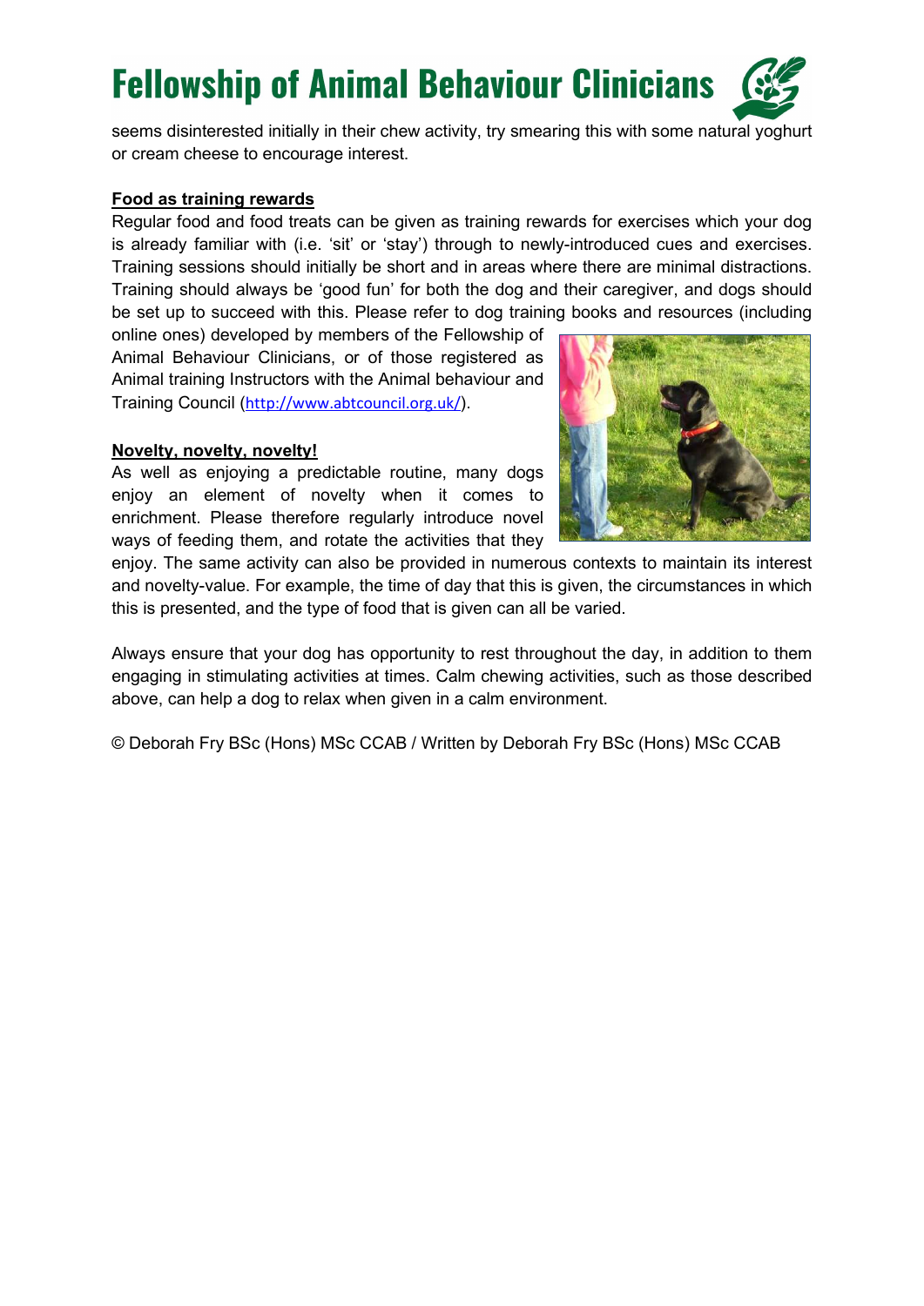seems disinterested initially in their chew activity, try smearing this with some natural yoghurt or cream cheese to encourage interest.

**Food as training rewards**

Regular food and food treats can be given as training rewards for exercises which your dog is already familiar with (i.e. 'sit' or 'stay') through to newly-introduced cues and exercises. Training sessions should initially be short and in areas where there are minimal distractions. Training should always be 'good fun' for both the dog and their caregiver, and dogs should be set up to succeed with this. Please refer to dog training books and resources (including online ones) developed by members of the Fellowship of Animal Behaviour Clinicians, or of those registered as Animal training Instructors with the Animal behaviour and Training Council (http://www.abtcouncil.org.uk/).

**Novelty, novelty, novelty!**

As well as enjoying a predictable routine, many dogs enjoy an element of novelty when it comes to enrichment. Please therefore regularly introduce novel ways of feeding them, and rotate the activities that they enjoy. The same activity can also be provided in numerous contexts to maintain its interest and novelty-value. For example, the time of day that this is given, the circumstances in which this is presented, and the type of food that is given can all be varied.

Always ensure that your dog has opportunity to rest throughout the day, in addition to them engaging in stimulating activities at times. Calm chewing activities, such as those described above, can help a dog to relax when given in a calm environment.

© Deborah Fry BSc (Hons) MSc CCAB / Written by Deborah Fry BSc (Hons) MSc CCAB